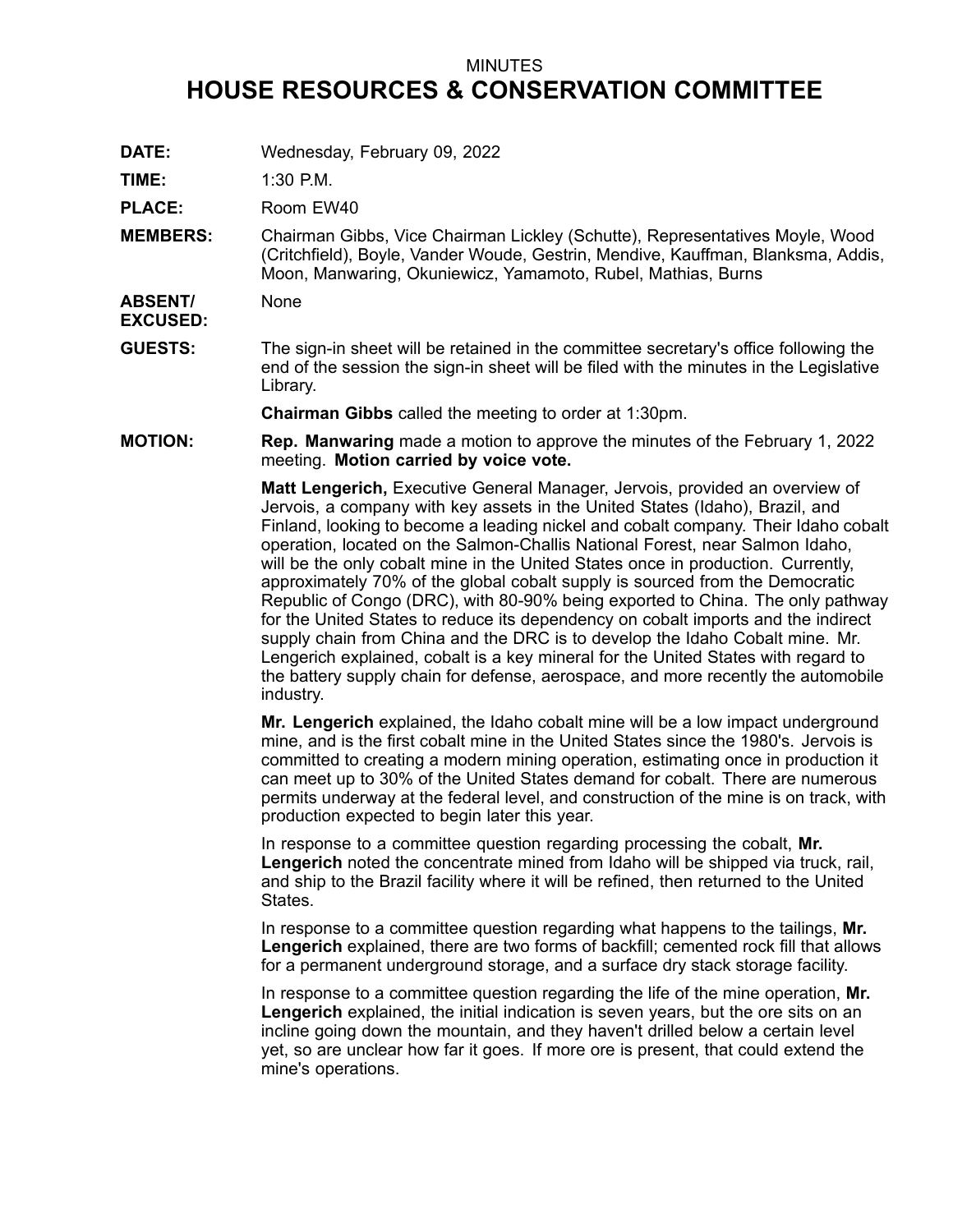MINUTES

# HOUSE RESOURCES & CONSERVATION COMMITTEE

**DATE:** Wednesday, February 09, 2022

**TIME:** 1:30 P.M.

**PLACE:** Room EW40

**MEMBERS:** Chairman Gibbs, Vice Chairman Lickley (Schutte), Representatives Moyle, Wood (Critchfield), Boyle, Vander Woude, Gestrin, Mendive, Kauffman, Blanksma, Addis, Moon, Manwaring, Okuniewicz, Yamamoto, Rubel, Mathias, Burns

**ABSENT/ EXCUSED:** None

**GUESTS:** The sign-in sheet will be retained in the committee secretary's office following the end of the session the sign-in sheet will be filed with the minutes in the Legislative Library.

**Chairman Gibbs** called the meeting to order at 1:30pm.

**MOTION:** **Rep. Manwaring** made a motion to approve the minutes of the February 1, 2022 meeting. **Motion carried by voice vote.**

**Matt Lengerich,** Executive General Manager, Jervois, provided an overview of Jervois, a company with key assets in the United States (Idaho), Brazil, and Finland, looking to become a leading nickel and cobalt company. Their Idaho cobalt operation, located on the Salmon-Challis National Forest, near Salmon Idaho, will be the only cobalt mine in the United States once in production. Currently, approximately 70% of the global cobalt supply is sourced from the Democratic Republic of Congo (DRC), with 80-90% being exported to China. The only pathway for the United States to reduce its dependency on cobalt imports and the indirect supply chain from China and the DRC is to develop the Idaho Cobalt mine. Mr. Lengerich explained, cobalt is a key mineral for the United States with regard to the battery supply chain for defense, aerospace, and more recently the automobile industry.

**Mr. Lengerich** explained, the Idaho cobalt mine will be a low impact underground mine, and is the first cobalt mine in the United States since the 1980's. Jervois is committed to creating a modern mining operation, estimating once in production it can meet up to 30% of the United States demand for cobalt. There are numerous permits underway at the federal level, and construction of the mine is on track, with production expected to begin later this year.

In response to a committee question regarding processing the cobalt, **Mr. Lengerich** noted the concentrate mined from Idaho will be shipped via truck, rail, and ship to the Brazil facility where it will be refined, then returned to the United States.

In response to a committee question regarding what happens to the tailings, **Mr. Lengerich** explained, there are two forms of backfill; cemented rock fill that allows for a permanent underground storage, and a surface dry stack storage facility.

In response to a committee question regarding the life of the mine operation, **Mr. Lengerich** explained, the initial indication is seven years, but the ore sits on an incline going down the mountain, and they haven't drilled below a certain level yet, so are unclear how far it goes. If more ore is present, that could extend the mine's operations.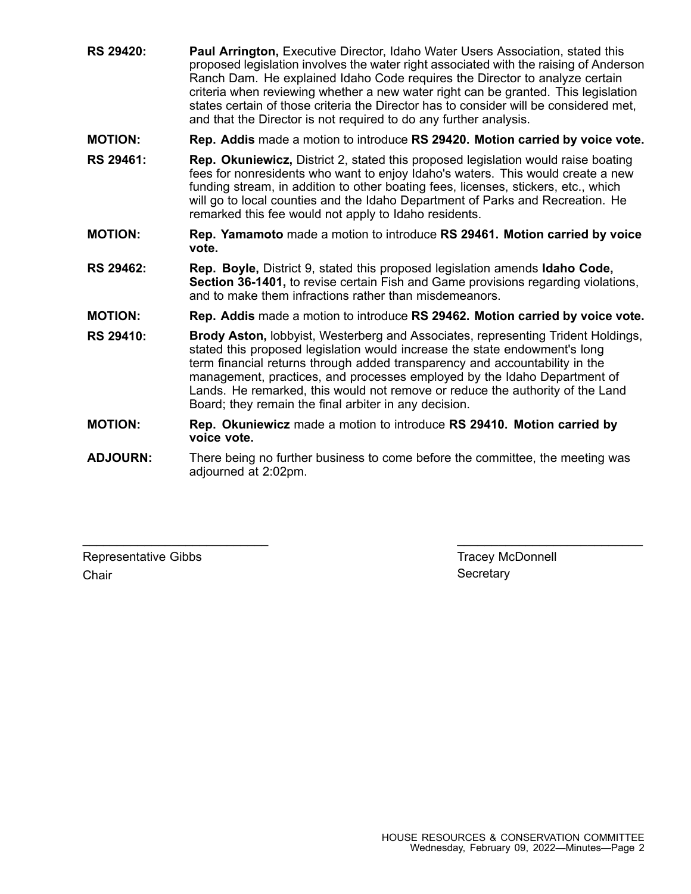**RS 29420:** **Paul Arrington,** Executive Director, Idaho Water Users Association, stated this proposed legislation involves the water right associated with the raising of Anderson Ranch Dam. He explained Idaho Code requires the Director to analyze certain criteria when reviewing whether a new water right can be granted. This legislation states certain of those criteria the Director has to consider will be considered met, and that the Director is not required to do any further analysis.

**MOTION:** **Rep. Addis** made a motion to introduce **RS 29420. Motion carried by voice vote.**

**RS 29461:** **Rep. Okuniewicz,** District 2, stated this proposed legislation would raise boating fees for nonresidents who want to enjoy Idaho's waters. This would create a new funding stream, in addition to other boating fees, licenses, stickers, etc., which will go to local counties and the Idaho Department of Parks and Recreation. He remarked this fee would not apply to Idaho residents.

**MOTION:** **Rep. Yamamoto** made a motion to introduce **RS 29461. Motion carried by voice vote.**

**RS 29462:** **Rep. Boyle,** District 9, stated this proposed legislation amends **Idaho Code, Section 36-1401,** to revise certain Fish and Game provisions regarding violations, and to make them infractions rather than misdemeanors.

**MOTION:** **Rep. Addis** made a motion to introduce **RS 29462. Motion carried by voice vote.**

**RS 29410:** **Brody Aston,** lobbyist, Westerberg and Associates, representing Trident Holdings, stated this proposed legislation would increase the state endowment's long term financial returns through added transparency and accountability in the management, practices, and processes employed by the Idaho Department of Lands. He remarked, this would not remove or reduce the authority of the Land Board; they remain the final arbiter in any decision.

**MOTION:** **Rep. Okuniewicz** made a motion to introduce **RS 29410. Motion carried by voice vote.**

**ADJOURN:** There being no further business to come before the committee, the meeting was adjourned at 2:02pm.

___________________________

Representative Gibbs
Chair

___________________________

Tracey McDonnell
Secretary